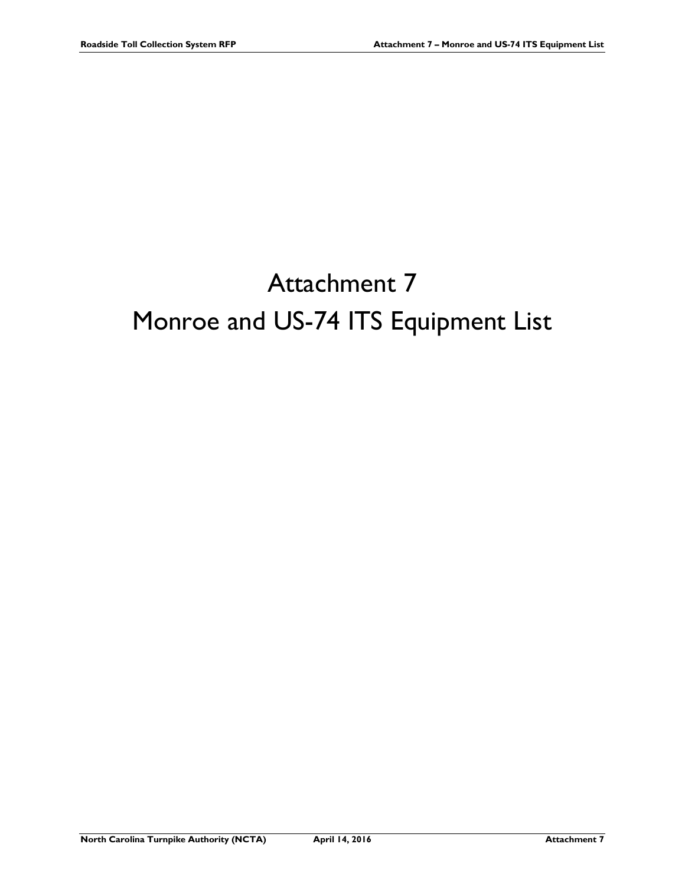# Attachment 7

# Monroe and US-74 ITS Equipment List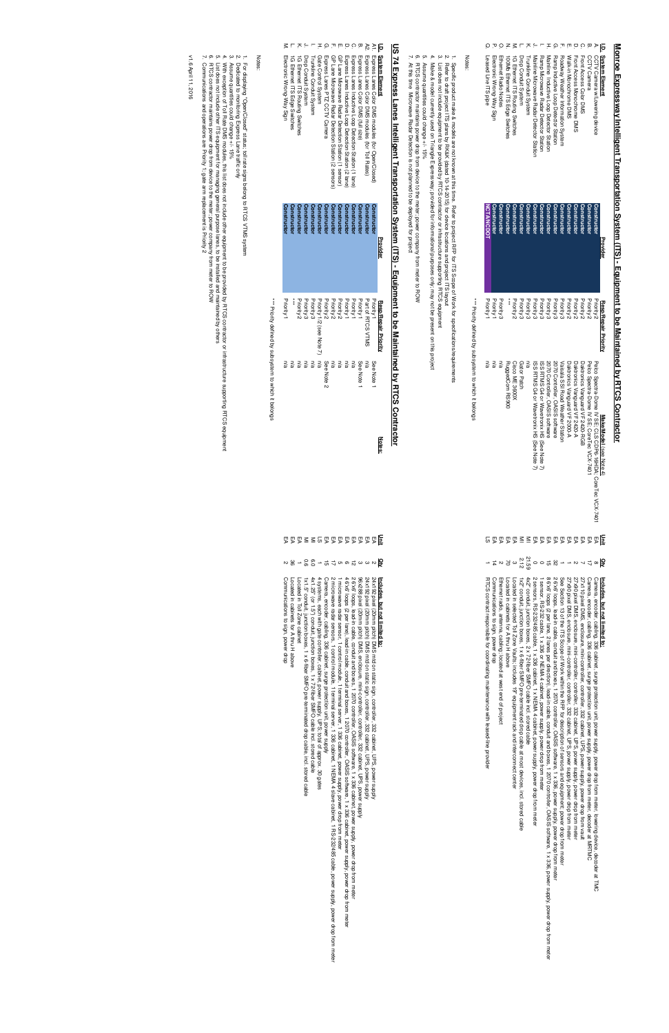# Monroe Expressway Intelligent Transportation System (ITS) - Equipment to be Maintained by RTCS Contractor

| I.D. | System Element | Provider | Resp/Repair Priority | Make/Model (see Note 4) | Unit | Qty | Includes, but not limited to: |
|---|---|---|---|---|---|---|---|
| A. | CCTV Camera w/Lowering device | Constructor | Priority 2 | Pelco Spectra Dome IV SE; CLS CDP6-16HDA; Core Tec VCX-7401 | EA | 8 | Camera, encoder, cabling, 336 cabinet, surge protection unit, power supply, power drop from meter, lowering device, decoder at TMC |
| B. | CCTV Camera | Constructor | Priority 2 | Pelco Spectra Dome IV SE; Core Tec VCX-7401 | EA | 17 | Camera, encoder, cabling, 336 cabinet, surge protection unit, power supply, power drop from meter, decoder at MRTMC |
| C. | Front Access Color DMS | Constructor | Priority 2 | Daktronics Vanguard VF-2420-RGB | EA | 7 | 27x110 pixel DMS, enclosure, mini-controller, controller, 332 cabinet, UPS, power supply, power drop from vault |
| D. | Front Access Monochrome DMS | Constructor | Priority 2 | Daktronics Vanguard VF-2420-A | EA | 2 | 27x80 pixel DMS, enclosure, mini-controller, controller, 332 cabinet, UPS, power supply, power drop from meter |
| E. | Walk-in Monochrome DMS | Constructor | Priority 2 | Daktronics Vanguard VF-2000-A | EA | 4 | 27x80 pixel DMS, enclosure, mini-controller, controller, 332 cabinet, UPS, power supply, power drop from meter |
| F. | Roadway Weather Information System | Constructor | Priority 3 | Vaisala SSI Road Weather Station | EA | 1 | See Section 13 of the ITS Scope of Work within the RFP for description of sensors and equipment; power drop from meter |
| G. | Ramp Inductive Loop Detector Station | Constructor | Priority 3 | 2070 Controller, OASIS software | EA | 32 | 2.6'x6' loops, lead-in cable, conduit and boxes, 1 2070 controller, OASIS software, 1 x 336, power supply, power drop from meter |
| H. | Ramp Inductive Loop Detector Station | Constructor | Priority 3 | 2070 Controller, OASIS software | EA | 3 | 6'x6' loops, lead-in cable, conduit and boxes, 1 2070 controller, OASIS software, 1 x 336, power supply, power drop from meter |
| I. | Ramp Microwave Radar Detector Station | Constructor | Priority 3 | ISS RTMS G4 or Wavetronix HS (See Note 7) | EA | 10 | 1 sensor, RS-232/485 cable, 1 x 336 cabinet, 1 x NEMA 4 cabinet, power supply, power drop from meter |
| J. | Mainline Microwave Radar Detector Station | Constructor | Priority 3 | ISS RTMS G4 or Wavetronix HS (See Note 7) | EA | 0 | 2 sensors, RS-232/485 cable, 1 x 336 cabinet, 1 x NEMA 4 cabinet, power supply, power drop from meter |
| K. | Trunkline Conduit System | Constructor | Priority 3 | n/a | MI | 21.59 | 4x2" conduit, junction boxes, 2 x 72-fiber SMFO cable incl. stored cable |
| L. | Drop Conduit System | Constructor | Priority 3 | Gator Patch | MI | 2.12 | 1x2" conduit, junction boxes, 1 x 6-fiber SMFO pre-terminated drop cable at most devices, incl. stored cable |
| M. | 1G Ethernet ITS Routing Switches | Constructor | Priority 2 | Cisco ME 3600X | EA | 3 | Located in selected Toll Zone Vaults; includes 19" equipment rack and interconnect center |
| N. | 100Mb Ethernet ITS Edge Switches | Constructor | *** | RuggedCom RS900 | EA | 70 | Located in cabinets for A thru H above |
| O. | Ethernet Radio Network | Constructor | Priority 1 | n/a | EA | 2 | Communications to sign, power drop |
| P. | Electronic Wrong Way Sign | Constructor | Priority 1 | n/a | EA | 14 | Communications to sign, power drop |
| Q. | Leased Line ITS pipe | NCTA/NCDOT | Priority 1 | n/a | LS | 1 | RTCS contract responsible for coordinating maintenance with leased-line provider |

*** Priority defined by subsystem to which it belongs

Notes:

1. Specific product makes & models are not known at this time. Refer to project RFP for ITS Scope of Work for specifications/requirements
2. Refer to draft project ITS plans by RK&K (dated 10.14.2015) for device locations and project ITS layout
3. List does not include equipment to be provided by RTCS contractor or infrastructure supporting RTCS equipment
4. Make & model currently used on Triangle Expressway; provided for informational purposes only; may not be present on this project
5. Assumes one-sided CCTV and DMS...
6. RTCS contractor maintains power drop from device to the meter; power company from meter to ROW
7. At this time Microwave Radar Detection is not planned to be deployed for project

# US 74 Express Lanes Intelligent Transportation System (ITS) - Equipment to be Maintained by RTCS Contractor

| I.D. | System Element | Provider | Resp/Repair Priority | Notes: | Unit | Qty | Includes, but not limited to: |
|---|---|---|---|---|---|---|---|
| A1. | Express Lanes Color DMS modules (for Open/Closed) | Constructor | Priority 1 | See Note 1 | EA | 2 | 24x192 pixel (20mm pitch) DMS installed on static sign, controller, 332 cabinet, UPS, power supply |
| A2. | Express Lanes Color DMS modules (for Toll Rates) | Constructor | Part of RTCS VTMS | | EA | 3 | 24x192 pixel (20mm pitch) DMS installed on static sign, controller, 332 cabinet, UPS, power supply |
| B. | Express Lanes Color DMS (full size) | Constructor | Priority 1 | See Note 1 | EA | 3 | 96x288 pixel (20mm pitch) DMS, enclosure, mini-controller, controller, 332 cabinet, UPS, power supply |
| C. | Express Lanes Inductive Loop Detection Station (1 lane) | Constructor | Priority 1 | n/a | EA | 12 | 2.6'x6' loops, lead-in cable, conduit and boxes, 1 2070 controller, OASIS software, 1 x 336 cabinet, power supply, power drop from meter |
| D. | Express Lanes Inductive Loop Detection Station (2 lane) | Constructor | Priority 1 | n/a | EA | 6 | 2.6'x6' loops, lead-in cable, conduit and boxes, 1 2070 controller, OASIS software, 1 x 336 cabinet, power supply, power drop from meter |
| E. | GP Lane Microwave Radar Detection Station (1 sensor) | Constructor | Priority 2 | n/a | EA | 5 | 1 microwave radar sensor, 1 control module, 1 terminal server, 1 336 cabinet, power supply, power drop from meter |
| F. | GP Lane Microwave Radar Detection Station (2 sensors) | Constructor | Priority 2 | n/a | EA | 17 | 2 microwave radar sensors, 1 control module, 1 terminal server, 1 336 cabinet, 1 NEMA 4 slave cabinet, 1 RS-232/485 cable, power supply, power drop from meter |
| G. | Express Lanes PTZ CCTV Camera | Constructor | Priority 2 | See Note 2 | EA | 15 | Camera, encoder, cabling, 336 cabinet, surge protection unit, power supply |
| H. | Gate Control System | Constructor | Priority 1/2 (see Note 7) | n/a | LS | 1 | 4 systems, each with gate controller, cabinet, power supply, UPS, total of approx. 30 gates |
| I. | Trunkline Conduit System | Constructor | Priority 3 | n/a | MI | 6.0 | 4x1.25" (or 1.5") conduit, junction boxes, 1 x 72-fiber SMFO cable incl. stored cable |
| J. | Drop Conduit System | Constructor | Priority 3 | n/a | MI | 0.6 | 1x1.5" conduit, junction boxes, 1 x 6-fiber SMFO pre-terminated drop cable, incl. stored cable |
| K. | 1G Ethernet ITS Routing Switches | Constructor | Priority 2 | n/a | EA | 1 | Located in Toll Zone cabinet |
| L. | 1G Ethernet ITS Edge Switches | Constructor | *** | n/a | EA | 36 | Located in cabinets for A thru H above |
| M. | Electronic Wrong Way Sign | Constructor | Priority 1 | n/a | EA | 2 | Communications to sign, power drop |

*** Priority defined by subsystem to which it belongs

Notes:

1. For displaying "Open/Closed" status; toll rate signs belong to RTCS VTMS system
2. Dedicated to monitoring Express Lane traffic only
3. Assumes one-sided CCTV and DMS...
4. With exception of Toll Rate DMS modules, this list does not include equipment to be provided by RTCS contractor or infrastructure supporting RTCS equipment
5. List does not include other ITS equipment for managing general purpose lanes, to be installed and maintained by others
6. RTCS contractor maintains power drop from device to the meter; power company from meter to ROW
7. Communications and operations are Priority 1; gate arm replacement is Priority 2

v1.6 April 11, 2016